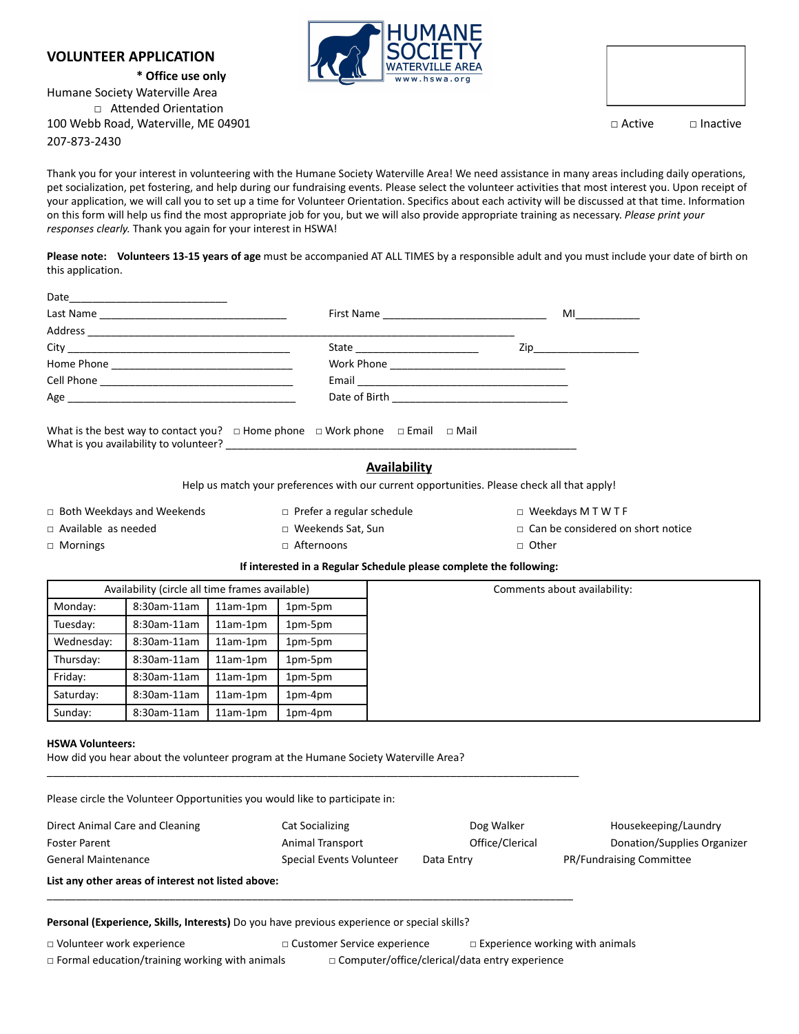## VOLUNTEER APPLICATION

**\* Office use only**

Humane Society Waterville Area

□ Attended Orientation

100 Webb Road, Waterville, ME 04901

207-873-2430

□ Active □ Inactive

Thank you for your interest in volunteering with the Humane Society Waterville Area! We need assistance in many areas including daily operations, pet socialization, pet fostering, and help during our fundraising events. Please select the volunteer activities that most interest you. Upon receipt of your application, we will call you to set up a time for Volunteer Orientation. Specifics about each activity will be discussed at that time. Information on this form will help us find the most appropriate job for you, but we will also provide appropriate training as necessary. *Please print your responses clearly.* Thank you again for your interest in HSWA!

**Please note: Volunteers 13-15 years of age** must be accompanied AT ALL TIMES by a responsible adult and you must include your date of birth on this application.

Date___________________________

Last Name _________________________________ First Name _____________________________ MI___________

Address _________________________________________________________________________________

City __________________________________ State ______________________ Zip__________________

Home Phone ________________________________ Work Phone _______________________________

Cell Phone __________________________________ Email ______________________________________

Age ________________________________________ Date of Birth _______________________________

What is the best way to contact you? □ Home phone □ Work phone □ Email □ Mail

What is you availability to volunteer? ___________________________________________________________

## Availability

Help us match your preferences with our current opportunities. Please check all that apply!

- □ Both Weekdays and Weekends
- □ Prefer a regular schedule
- □ Weekdays M T W T F
- □ Available as needed
- □ Weekends Sat, Sun
- □ Can be considered on short notice
- □ Mornings
- □ Afternoons
- □ Other

**If interested in a Regular Schedule please complete the following:**

| Availability (circle all time frames available) | | | | Comments about availability: |
|---|---|---|---|---|
| Monday: | 8:30am-11am | 11am-1pm | 1pm-5pm | |
| Tuesday: | 8:30am-11am | 11am-1pm | 1pm-5pm | |
| Wednesday: | 8:30am-11am | 11am-1pm | 1pm-5pm | |
| Thursday: | 8:30am-11am | 11am-1pm | 1pm-5pm | |
| Friday: | 8:30am-11am | 11am-1pm | 1pm-5pm | |
| Saturday: | 8:30am-11am | 11am-1pm | 1pm-4pm | |
| Sunday: | 8:30am-11am | 11am-1pm | 1pm-4pm | |

**HSWA Volunteers:**

How did you hear about the volunteer program at the Humane Society Waterville Area?

_____________________________________________________________________________________________

Please circle the Volunteer Opportunities you would like to participate in:

Direct Animal Care and Cleaning Cat Socializing Dog Walker Housekeeping/Laundry

Foster Parent Animal Transport Office/Clerical Donation/Supplies Organizer

General Maintenance Special Events Volunteer Data Entry PR/Fundraising Committee

**List any other areas of interest not listed above:**

_____________________________________________________________________________________________

**Personal (Experience, Skills, Interests)** Do you have previous experience or special skills?

- □ Volunteer work experience
- □ Customer Service experience
- □ Experience working with animals
- □ Formal education/training working with animals
- □ Computer/office/clerical/data entry experience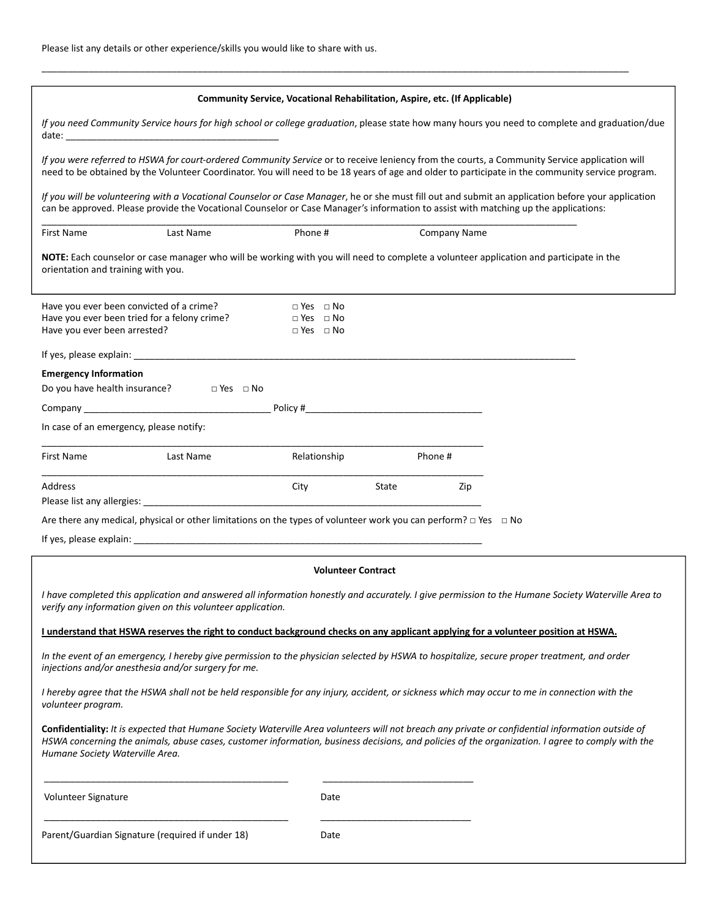Please list any details or other experience/skills you would like to share with us.

______________________________________________________________________________________________________________

**Community Service, Vocational Rehabilitation, Aspire, etc. (If Applicable)**

*If you need Community Service hours for high school or college graduation*, please state how many hours you need to complete and graduation/due date: ________________________________________

*If you were referred to HSWA for court-ordered Community Service* or to receive leniency from the courts, a Community Service application will need to be obtained by the Volunteer Coordinator. You will need to be 18 years of age and older to participate in the community service program.

*If you will be volunteering with a Vocational Counselor or Case Manager*, he or she must fill out and submit an application before your application can be approved. Please provide the Vocational Counselor or Case Manager's information to assist with matching up the applications:

______________________________________________________________________________________________________

First Name　　Last Name　　Phone #　　Company Name

**NOTE:** Each counselor or case manager who will be working with you will need to complete a volunteer application and participate in the orientation and training with you.

Have you ever been convicted of a crime?　　□ Yes　□ No
Have you ever been tried for a felony crime?　　□ Yes　□ No
Have you ever been arrested?　　□ Yes　□ No

If yes, please explain: ____________________________________________________________________________________

**Emergency Information**

Do you have health insurance?　　□ Yes　□ No

Company ____________________________________ Policy #__________________________________

In case of an emergency, please notify:

__________________________________________________________________________________________

First Name　　Last Name　　Relationship　　Phone #

__________________________________________________________________________________________

Address　　City　　State　　Zip

Please list any allergies: ______________________________________________________________________

Are there any medical, physical or other limitations on the types of volunteer work you can perform? □ Yes　□ No

If yes, please explain: ______________________________________________________________________

**Volunteer Contract**

*I have completed this application and answered all information honestly and accurately. I give permission to the Humane Society Waterville Area to verify any information given on this volunteer application.*

**I understand that HSWA reserves the right to conduct background checks on any applicant applying for a volunteer position at HSWA.**

*In the event of an emergency, I hereby give permission to the physician selected by HSWA to hospitalize, secure proper treatment, and order injections and/or anesthesia and/or surgery for me.*

*I hereby agree that the HSWA shall not be held responsible for any injury, accident, or sickness which may occur to me in connection with the volunteer program.*

**Confidentiality:** *It is expected that Humane Society Waterville Area volunteers will not breach any private or confidential information outside of HSWA concerning the animals, abuse cases, customer information, business decisions, and policies of the organization. I agree to comply with the Humane Society Waterville Area.*

________________________________________________　　_____________________________

Volunteer Signature　　Date

________________________________________________　　_____________________________

Parent/Guardian Signature (required if under 18)　　Date